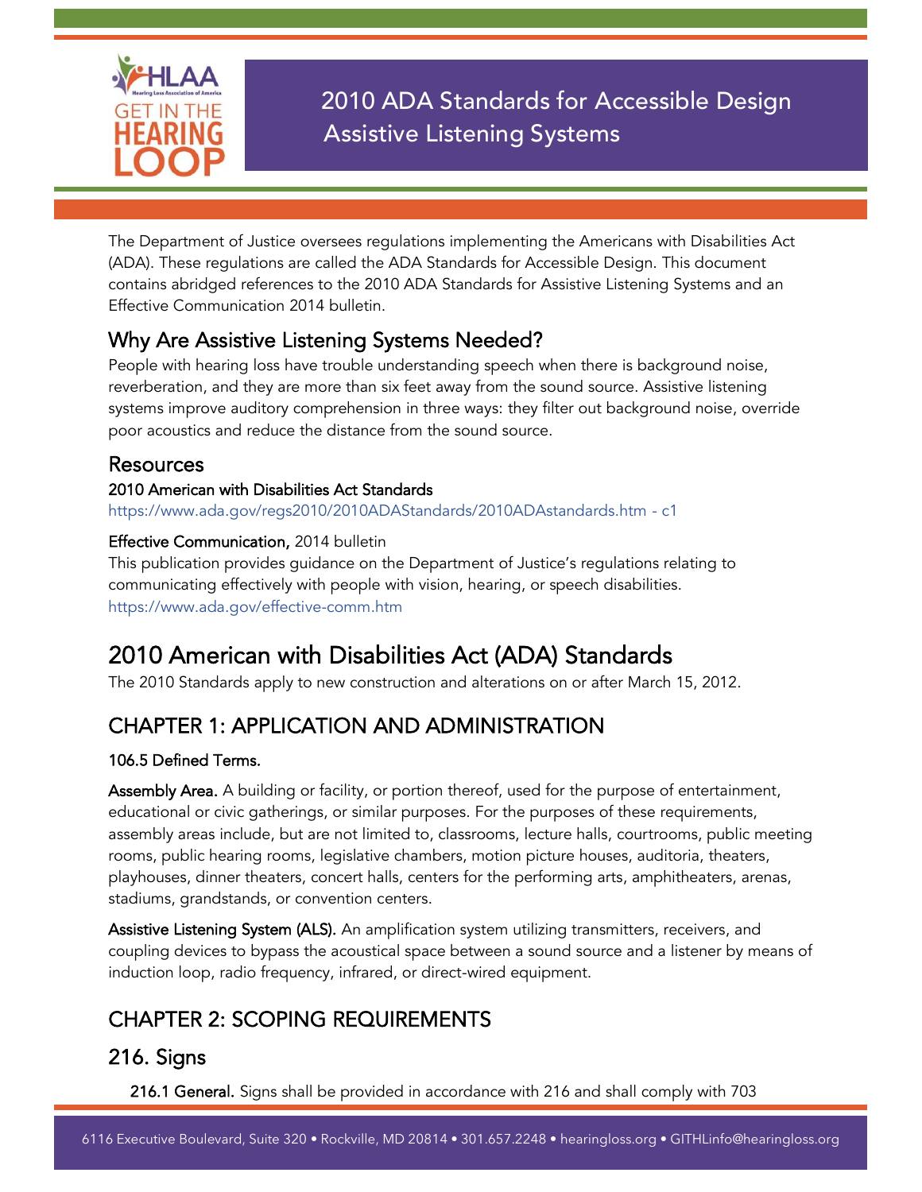# 2010 ADA Standards for Accessible Design Assistive Listening Systems

The Department of Justice oversees regulations implementing the Americans with Disabilities Act (ADA). These regulations are called the ADA Standards for Accessible Design. This document contains abridged references to the 2010 ADA Standards for Assistive Listening Systems and an Effective Communication 2014 bulletin.

## Why Are Assistive Listening Systems Needed?

People with hearing loss have trouble understanding speech when there is background noise, reverberation, and they are more than six feet away from the sound source. Assistive listening systems improve auditory comprehension in three ways: they filter out background noise, override poor acoustics and reduce the distance from the sound source.

## Resources

**2010 American with Disabilities Act Standards**
https://www.ada.gov/regs2010/2010ADAStandards/2010ADAstandards.htm - c1

**Effective Communication,** 2014 bulletin
This publication provides guidance on the Department of Justice's regulations relating to communicating effectively with people with vision, hearing, or speech disabilities.
https://www.ada.gov/effective-comm.htm

# 2010 American with Disabilities Act (ADA) Standards

The 2010 Standards apply to new construction and alterations on or after March 15, 2012.

## CHAPTER 1: APPLICATION AND ADMINISTRATION

**106.5 Defined Terms.**

**Assembly Area.** A building or facility, or portion thereof, used for the purpose of entertainment, educational or civic gatherings, or similar purposes. For the purposes of these requirements, assembly areas include, but are not limited to, classrooms, lecture halls, courtrooms, public meeting rooms, public hearing rooms, legislative chambers, motion picture houses, auditoria, theaters, playhouses, dinner theaters, concert halls, centers for the performing arts, amphitheaters, arenas, stadiums, grandstands, or convention centers.

**Assistive Listening System (ALS).** An amplification system utilizing transmitters, receivers, and coupling devices to bypass the acoustical space between a sound source and a listener by means of induction loop, radio frequency, infrared, or direct-wired equipment.

## CHAPTER 2: SCOPING REQUIREMENTS

## 216. Signs

**216.1 General.** Signs shall be provided in accordance with 216 and shall comply with 703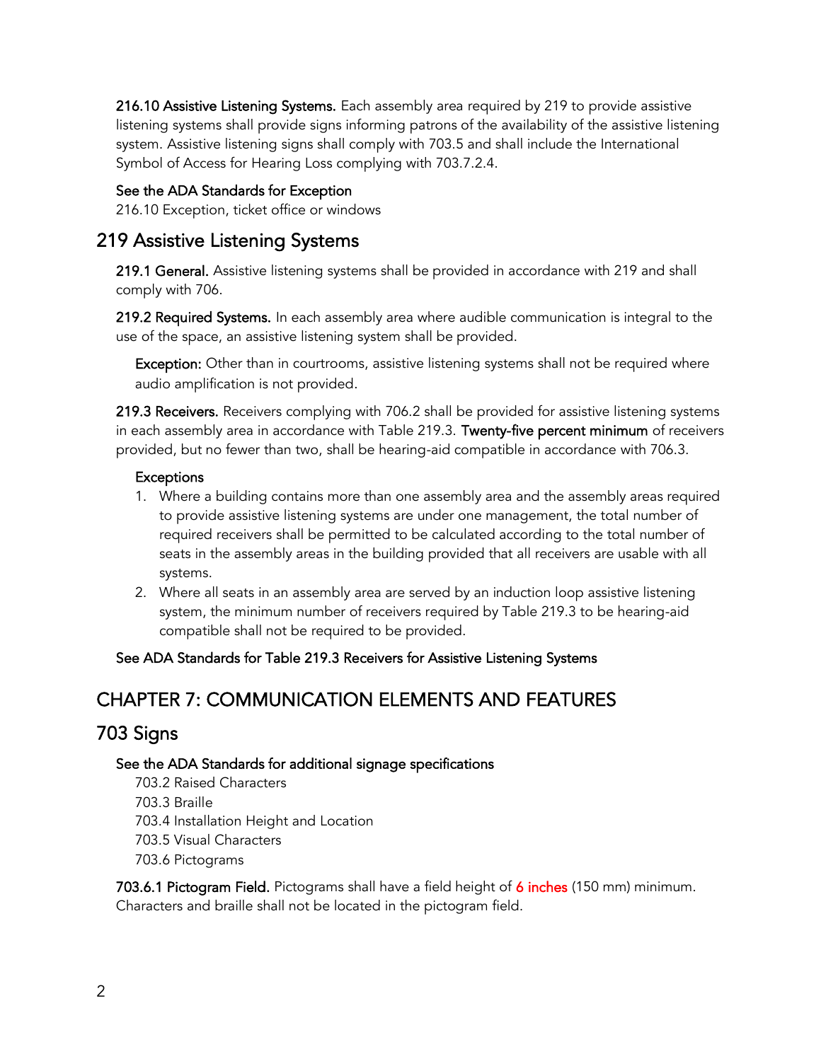**216.10 Assistive Listening Systems.** Each assembly area required by 219 to provide assistive listening systems shall provide signs informing patrons of the availability of the assistive listening system. Assistive listening signs shall comply with 703.5 and shall include the International Symbol of Access for Hearing Loss complying with 703.7.2.4.

**See the ADA Standards for Exception**

216.10 Exception, ticket office or windows

## 219 Assistive Listening Systems

**219.1 General.** Assistive listening systems shall be provided in accordance with 219 and shall comply with 706.

**219.2 Required Systems.** In each assembly area where audible communication is integral to the use of the space, an assistive listening system shall be provided.

**Exception:** Other than in courtrooms, assistive listening systems shall not be required where audio amplification is not provided.

**219.3 Receivers.** Receivers complying with 706.2 shall be provided for assistive listening systems in each assembly area in accordance with Table 219.3. **Twenty-five percent minimum** of receivers provided, but no fewer than two, shall be hearing-aid compatible in accordance with 706.3.

**Exceptions**

1. Where a building contains more than one assembly area and the assembly areas required to provide assistive listening systems are under one management, the total number of required receivers shall be permitted to be calculated according to the total number of seats in the assembly areas in the building provided that all receivers are usable with all systems.
2. Where all seats in an assembly area are served by an induction loop assistive listening system, the minimum number of receivers required by Table 219.3 to be hearing-aid compatible shall not be required to be provided.

**See ADA Standards for Table 219.3 Receivers for Assistive Listening Systems**

# CHAPTER 7: COMMUNICATION ELEMENTS AND FEATURES

## 703 Signs

**See the ADA Standards for additional signage specifications**

703.2 Raised Characters
703.3 Braille
703.4 Installation Height and Location
703.5 Visual Characters
703.6 Pictograms

**703.6.1 Pictogram Field.** Pictograms shall have a field height of 6 inches (150 mm) minimum. Characters and braille shall not be located in the pictogram field.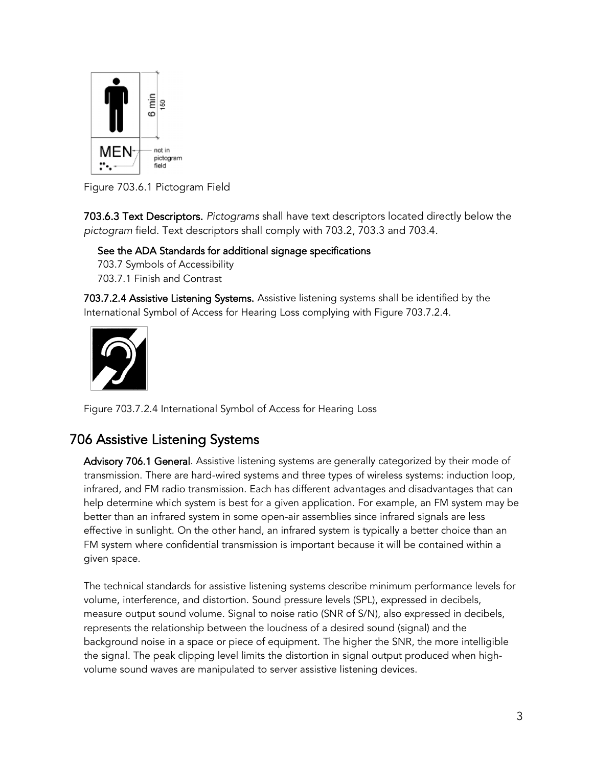Figure 703.6.1 Pictogram Field

**703.6.3 Text Descriptors.** *Pictograms* shall have text descriptors located directly below the *pictogram* field. Text descriptors shall comply with 703.2, 703.3 and 703.4.

**See the ADA Standards for additional signage specifications**

703.7 Symbols of Accessibility

703.7.1 Finish and Contrast

**703.7.2.4 Assistive Listening Systems.** Assistive listening systems shall be identified by the International Symbol of Access for Hearing Loss complying with Figure 703.7.2.4.

Figure 703.7.2.4 International Symbol of Access for Hearing Loss

## 706 Assistive Listening Systems

**Advisory 706.1 General**. Assistive listening systems are generally categorized by their mode of transmission. There are hard-wired systems and three types of wireless systems: induction loop, infrared, and FM radio transmission. Each has different advantages and disadvantages that can help determine which system is best for a given application. For example, an FM system may be better than an infrared system in some open-air assemblies since infrared signals are less effective in sunlight. On the other hand, an infrared system is typically a better choice than an FM system where confidential transmission is important because it will be contained within a given space.

The technical standards for assistive listening systems describe minimum performance levels for volume, interference, and distortion. Sound pressure levels (SPL), expressed in decibels, measure output sound volume. Signal to noise ratio (SNR of S/N), also expressed in decibels, represents the relationship between the loudness of a desired sound (signal) and the background noise in a space or piece of equipment. The higher the SNR, the more intelligible the signal. The peak clipping level limits the distortion in signal output produced when high-volume sound waves are manipulated to server assistive listening devices.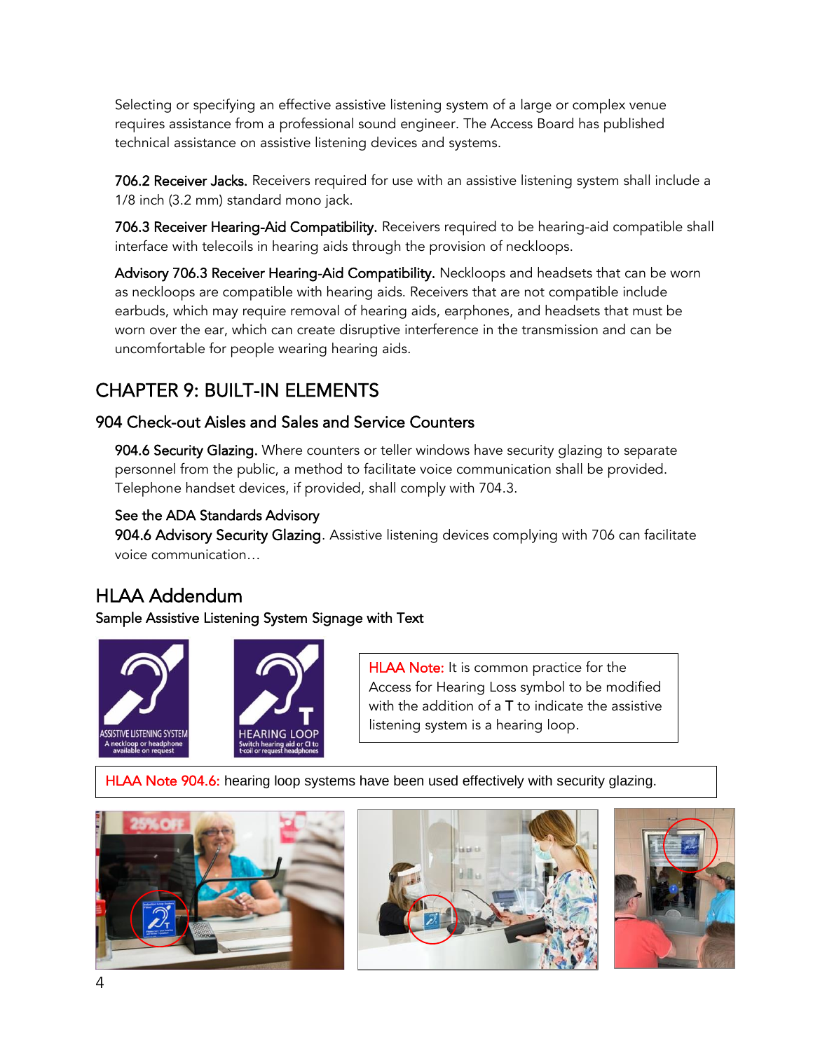Selecting or specifying an effective assistive listening system of a large or complex venue requires assistance from a professional sound engineer. The Access Board has published technical assistance on assistive listening devices and systems.

**706.2 Receiver Jacks.** Receivers required for use with an assistive listening system shall include a 1/8 inch (3.2 mm) standard mono jack.

**706.3 Receiver Hearing-Aid Compatibility.** Receivers required to be hearing-aid compatible shall interface with telecoils in hearing aids through the provision of neckloops.

**Advisory 706.3 Receiver Hearing-Aid Compatibility.** Neckloops and headsets that can be worn as neckloops are compatible with hearing aids. Receivers that are not compatible include earbuds, which may require removal of hearing aids, earphones, and headsets that must be worn over the ear, which can create disruptive interference in the transmission and can be uncomfortable for people wearing hearing aids.

# CHAPTER 9: BUILT-IN ELEMENTS

## 904 Check-out Aisles and Sales and Service Counters

**904.6 Security Glazing.** Where counters or teller windows have security glazing to separate personnel from the public, a method to facilitate voice communication shall be provided. Telephone handset devices, if provided, shall comply with 704.3.

**See the ADA Standards Advisory**
**904.6 Advisory Security Glazing**. Assistive listening devices complying with 706 can facilitate voice communication…

# HLAA Addendum

**Sample Assistive Listening System Signage with Text**

ASSISTIVE LISTENING SYSTEM
A neckloop or headphone available on request

HEARING LOOP
Switch hearing aid or CI to t-coil or request headphones

HLAA Note: It is common practice for the Access for Hearing Loss symbol to be modified with the addition of a **T** to indicate the assistive listening system is a hearing loop.

HLAA Note 904.6: hearing loop systems have been used effectively with security glazing.